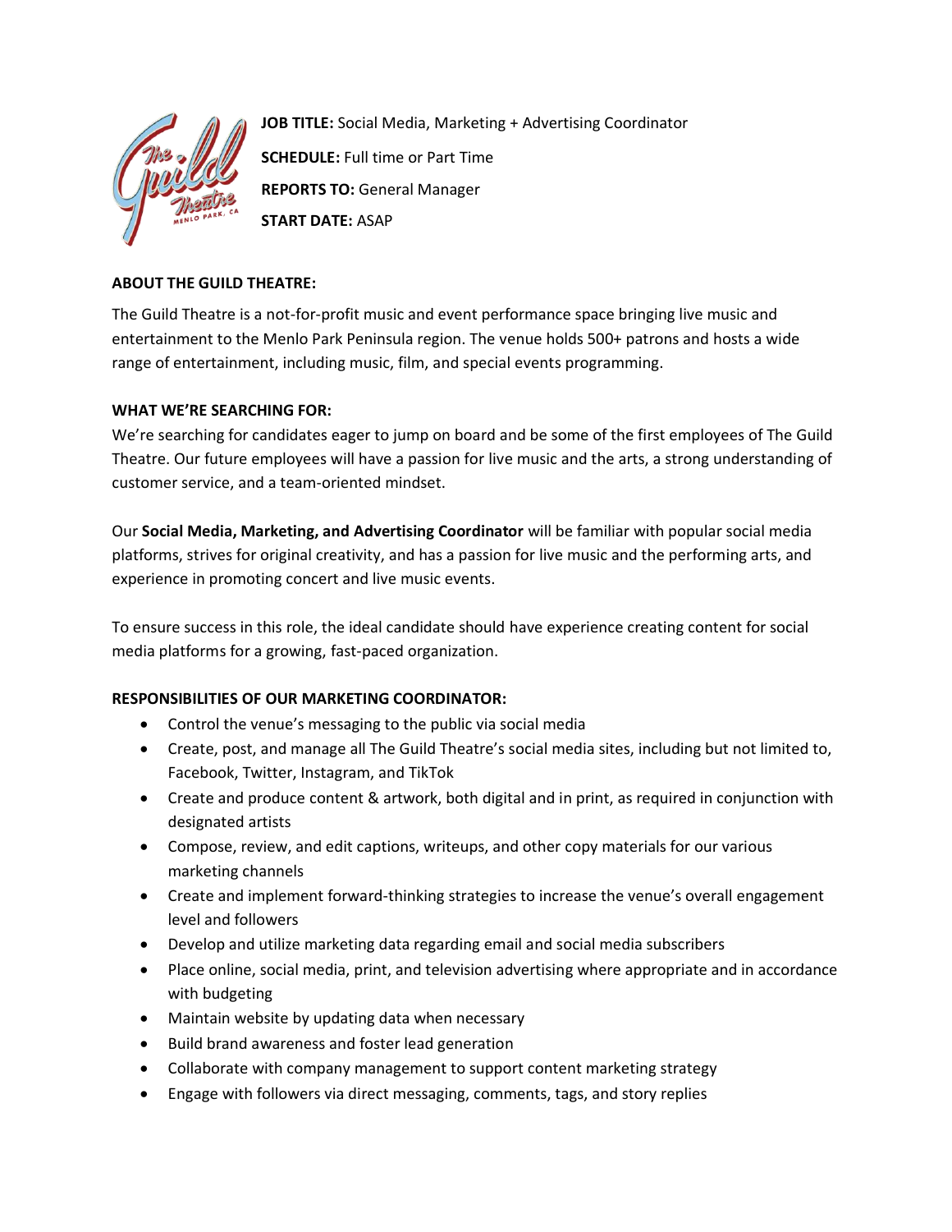**JOB TITLE:** Social Media, Marketing + Advertising Coordinator

**SCHEDULE:** Full time or Part Time

**REPORTS TO:** General Manager

**START DATE:** ASAP

**ABOUT THE GUILD THEATRE:**

The Guild Theatre is a not-for-profit music and event performance space bringing live music and entertainment to the Menlo Park Peninsula region. The venue holds 500+ patrons and hosts a wide range of entertainment, including music, film, and special events programming.

**WHAT WE'RE SEARCHING FOR:**

We're searching for candidates eager to jump on board and be some of the first employees of The Guild Theatre. Our future employees will have a passion for live music and the arts, a strong understanding of customer service, and a team-oriented mindset.

Our **Social Media, Marketing, and Advertising Coordinator** will be familiar with popular social media platforms, strives for original creativity, and has a passion for live music and the performing arts, and experience in promoting concert and live music events.

To ensure success in this role, the ideal candidate should have experience creating content for social media platforms for a growing, fast-paced organization.

**RESPONSIBILITIES OF OUR MARKETING COORDINATOR:**

- Control the venue's messaging to the public via social media
- Create, post, and manage all The Guild Theatre's social media sites, including but not limited to, Facebook, Twitter, Instagram, and TikTok
- Create and produce content & artwork, both digital and in print, as required in conjunction with designated artists
- Compose, review, and edit captions, writeups, and other copy materials for our various marketing channels
- Create and implement forward-thinking strategies to increase the venue's overall engagement level and followers
- Develop and utilize marketing data regarding email and social media subscribers
- Place online, social media, print, and television advertising where appropriate and in accordance with budgeting
- Maintain website by updating data when necessary
- Build brand awareness and foster lead generation
- Collaborate with company management to support content marketing strategy
- Engage with followers via direct messaging, comments, tags, and story replies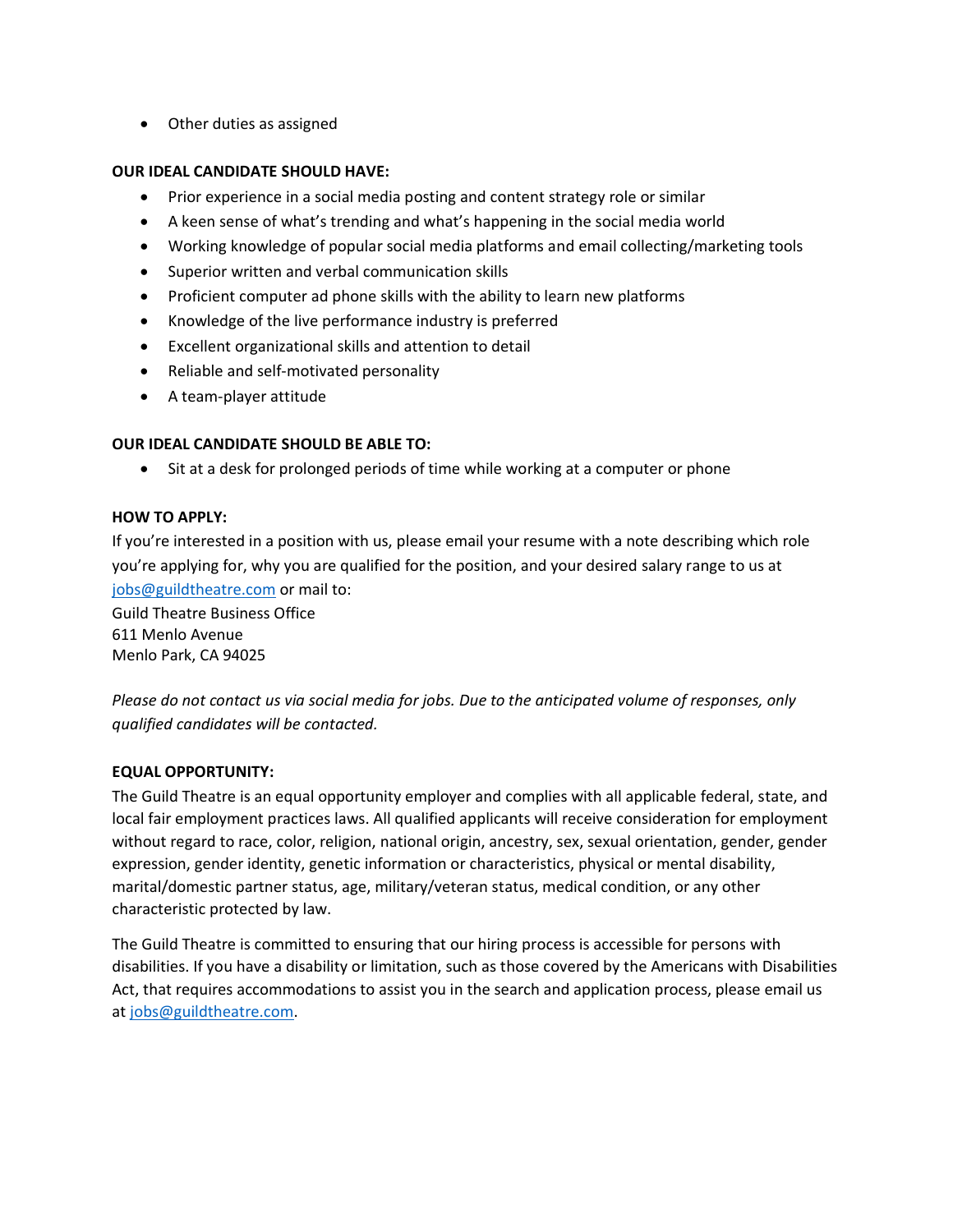- Other duties as assigned

**OUR IDEAL CANDIDATE SHOULD HAVE:**

- Prior experience in a social media posting and content strategy role or similar
- A keen sense of what's trending and what's happening in the social media world
- Working knowledge of popular social media platforms and email collecting/marketing tools
- Superior written and verbal communication skills
- Proficient computer ad phone skills with the ability to learn new platforms
- Knowledge of the live performance industry is preferred
- Excellent organizational skills and attention to detail
- Reliable and self-motivated personality
- A team-player attitude

**OUR IDEAL CANDIDATE SHOULD BE ABLE TO:**

- Sit at a desk for prolonged periods of time while working at a computer or phone

**HOW TO APPLY:**

If you're interested in a position with us, please email your resume with a note describing which role you're applying for, why you are qualified for the position, and your desired salary range to us at jobs@guildtheatre.com or mail to:

Guild Theatre Business Office
611 Menlo Avenue
Menlo Park, CA 94025

*Please do not contact us via social media for jobs. Due to the anticipated volume of responses, only qualified candidates will be contacted.*

**EQUAL OPPORTUNITY:**

The Guild Theatre is an equal opportunity employer and complies with all applicable federal, state, and local fair employment practices laws. All qualified applicants will receive consideration for employment without regard to race, color, religion, national origin, ancestry, sex, sexual orientation, gender, gender expression, gender identity, genetic information or characteristics, physical or mental disability, marital/domestic partner status, age, military/veteran status, medical condition, or any other characteristic protected by law.

The Guild Theatre is committed to ensuring that our hiring process is accessible for persons with disabilities. If you have a disability or limitation, such as those covered by the Americans with Disabilities Act, that requires accommodations to assist you in the search and application process, please email us at jobs@guildtheatre.com.